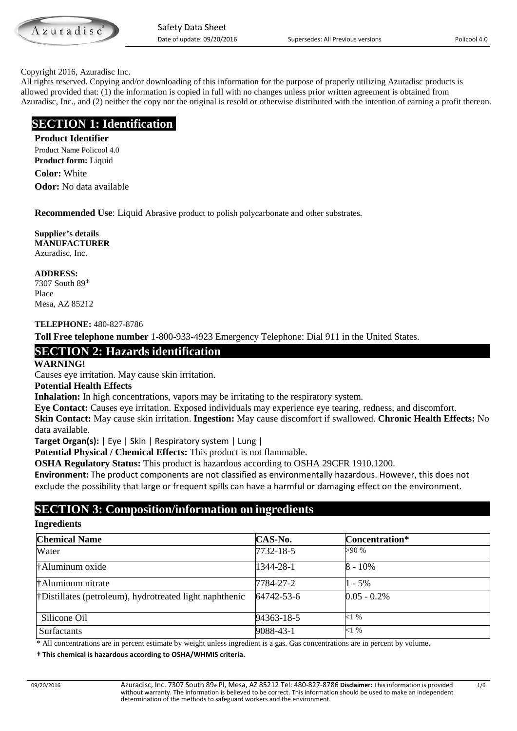Copyright 2016, Azuradisc Inc.

All rights reserved. Copying and/or downloading of this information for the purpose of properly utilizing Azuradisc products is allowed provided that: (1) the information is copied in full with no changes unless prior written agreement is obtained from Azuradisc, Inc., and (2) neither the copy nor the original is resold or otherwise distributed with the intention of earning a profit thereon.

## SECTION 1: Identification

**Product Identifier**

Product Name Policool 4.0

**Product form:** Liquid

**Color:** White

**Odor:** No data available

**Recommended Use**: Liquid Abrasive product to polish polycarbonate and other substrates.

**Supplier's details**

**MANUFACTURER**

Azuradisc, Inc.

**ADDRESS:**

7307 South 89th Place

Mesa, AZ 85212

**TELEPHONE:** 480-827-8786

**Toll Free telephone number** 1-800-933-4923 Emergency Telephone: Dial 911 in the United States.

## SECTION 2: Hazards identification

**WARNING!**

Causes eye irritation. May cause skin irritation.

**Potential Health Effects**

**Inhalation:** In high concentrations, vapors may be irritating to the respiratory system.

**Eye Contact:** Causes eye irritation. Exposed individuals may experience eye tearing, redness, and discomfort.

**Skin Contact:** May cause skin irritation. **Ingestion:** May cause discomfort if swallowed. **Chronic Health Effects:** No data available.

**Target Organ(s):** | Eye | Skin | Respiratory system | Lung |

**Potential Physical / Chemical Effects:** This product is not flammable.

**OSHA Regulatory Status:** This product is hazardous according to OSHA 29CFR 1910.1200.

**Environment:** The product components are not classified as environmentally hazardous. However, this does not exclude the possibility that large or frequent spills can have a harmful or damaging effect on the environment.

## SECTION 3: Composition/information on ingredients

**Ingredients**

| Chemical Name | CAS-No. | Concentration* |
|---|---|---|
| Water | 7732-18-5 | >90 % |
| †Aluminum oxide | 1344-28-1 | 8 - 10% |
| †Aluminum nitrate | 7784-27-2 | 1 - 5% |
| †Distillates (petroleum), hydrotreated light naphthenic | 64742-53-6 | 0.05 - 0.2% |
| Silicone Oil | 94363-18-5 | <1 % |
| Surfactants | 9088-43-1 | <1 % |

\* All concentrations are in percent estimate by weight unless ingredient is a gas. Gas concentrations are in percent by volume.

**† This chemical is hazardous according to OSHA/WHMIS criteria.**

Azuradisc, Inc. 7307 South 89th Pl, Mesa, AZ 85212 Tel: 480-827-8786 **Disclaimer:** This information is provided without warranty. The information is believed to be correct. This information should be used to make an independent determination of the methods to safeguard workers and the environment.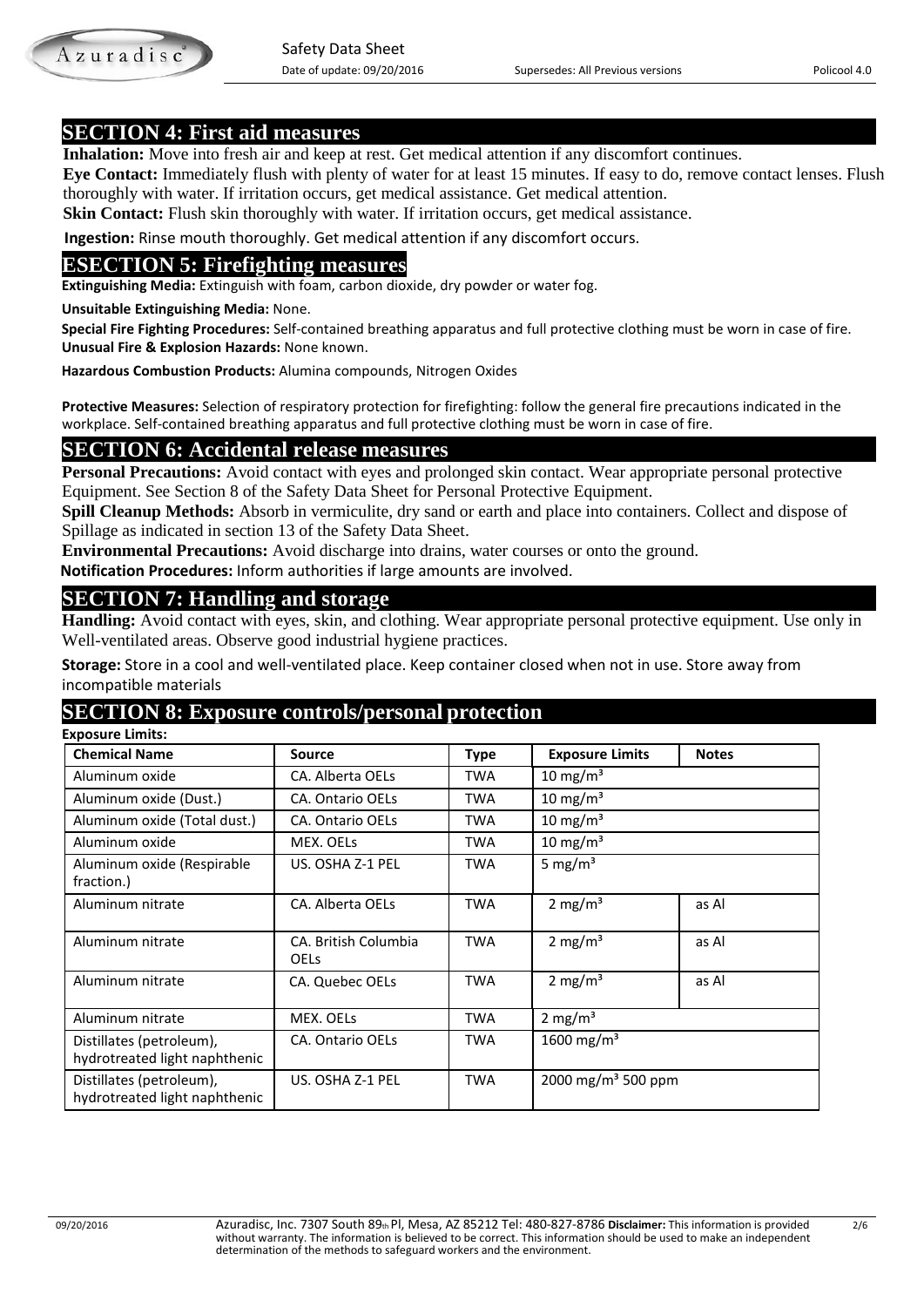## SECTION 4: First aid measures

**Inhalation:** Move into fresh air and keep at rest. Get medical attention if any discomfort continues.

**Eye Contact:** Immediately flush with plenty of water for at least 15 minutes. If easy to do, remove contact lenses. Flush thoroughly with water. If irritation occurs, get medical assistance. Get medical attention.

**Skin Contact:** Flush skin thoroughly with water. If irritation occurs, get medical assistance.

**Ingestion:** Rinse mouth thoroughly. Get medical attention if any discomfort occurs.

## ESECTION 5: Firefighting measures

**Extinguishing Media:** Extinguish with foam, carbon dioxide, dry powder or water fog.

**Unsuitable Extinguishing Media:** None.

**Special Fire Fighting Procedures:** Self-contained breathing apparatus and full protective clothing must be worn in case of fire.

**Unusual Fire & Explosion Hazards:** None known.

**Hazardous Combustion Products:** Alumina compounds, Nitrogen Oxides

**Protective Measures:** Selection of respiratory protection for firefighting: follow the general fire precautions indicated in the workplace. Self-contained breathing apparatus and full protective clothing must be worn in case of fire.

## SECTION 6: Accidental release measures

**Personal Precautions:** Avoid contact with eyes and prolonged skin contact. Wear appropriate personal protective Equipment. See Section 8 of the Safety Data Sheet for Personal Protective Equipment.

**Spill Cleanup Methods:** Absorb in vermiculite, dry sand or earth and place into containers. Collect and dispose of Spillage as indicated in section 13 of the Safety Data Sheet.

**Environmental Precautions:** Avoid discharge into drains, water courses or onto the ground.

**Notification Procedures:** Inform authorities if large amounts are involved.

## SECTION 7: Handling and storage

**Handling:** Avoid contact with eyes, skin, and clothing. Wear appropriate personal protective equipment. Use only in Well-ventilated areas. Observe good industrial hygiene practices.

**Storage:** Store in a cool and well-ventilated place. Keep container closed when not in use. Store away from incompatible materials

## SECTION 8: Exposure controls/personal protection

**Exposure Limits:**

| Chemical Name | Source | Type | Exposure Limits | Notes |
|---|---|---|---|---|
| Aluminum oxide | CA. Alberta OELs | TWA | 10 mg/m³ | |
| Aluminum oxide (Dust.) | CA. Ontario OELs | TWA | 10 mg/m³ | |
| Aluminum oxide (Total dust.) | CA. Ontario OELs | TWA | 10 mg/m³ | |
| Aluminum oxide | MEX. OELs | TWA | 10 mg/m³ | |
| Aluminum oxide (Respirable fraction.) | US. OSHA Z-1 PEL | TWA | 5 mg/m³ | |
| Aluminum nitrate | CA. Alberta OELs | TWA | 2 mg/m³ | as Al |
| Aluminum nitrate | CA. British Columbia OELs | TWA | 2 mg/m³ | as Al |
| Aluminum nitrate | CA. Quebec OELs | TWA | 2 mg/m³ | as Al |
| Aluminum nitrate | MEX. OELs | TWA | 2 mg/m³ | |
| Distillates (petroleum), hydrotreated light naphthenic | CA. Ontario OELs | TWA | 1600 mg/m³ | |
| Distillates (petroleum), hydrotreated light naphthenic | US. OSHA Z-1 PEL | TWA | 2000 mg/m³ 500 ppm | |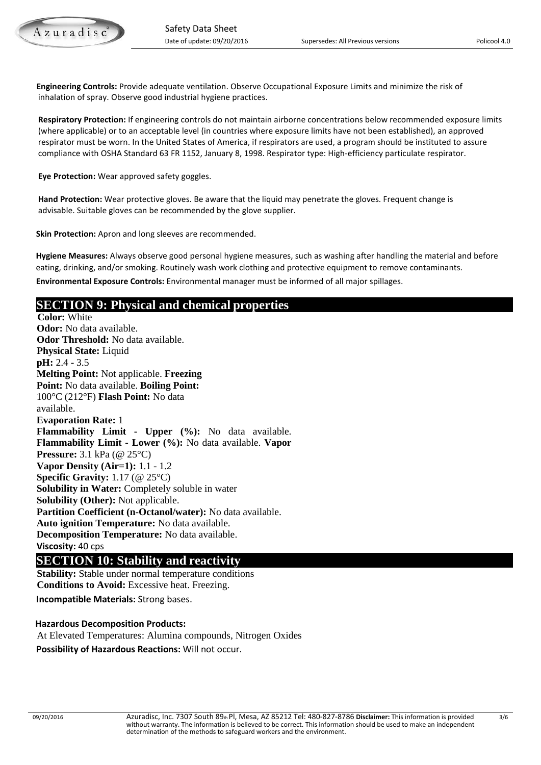**Engineering Controls:** Provide adequate ventilation. Observe Occupational Exposure Limits and minimize the risk of inhalation of spray. Observe good industrial hygiene practices.

**Respiratory Protection:** If engineering controls do not maintain airborne concentrations below recommended exposure limits (where applicable) or to an acceptable level (in countries where exposure limits have not been established), an approved respirator must be worn. In the United States of America, if respirators are used, a program should be instituted to assure compliance with OSHA Standard 63 FR 1152, January 8, 1998. Respirator type: High-efficiency particulate respirator.

**Eye Protection:** Wear approved safety goggles.

**Hand Protection:** Wear protective gloves. Be aware that the liquid may penetrate the gloves. Frequent change is advisable. Suitable gloves can be recommended by the glove supplier.

**Skin Protection:** Apron and long sleeves are recommended.

**Hygiene Measures:** Always observe good personal hygiene measures, such as washing after handling the material and before eating, drinking, and/or smoking. Routinely wash work clothing and protective equipment to remove contaminants.

**Environmental Exposure Controls:** Environmental manager must be informed of all major spillages.

## SECTION 9: Physical and chemical properties

**Color:** White
**Odor:** No data available.
**Odor Threshold:** No data available.
**Physical State:** Liquid
**pH:** 2.4 - 3.5
**Melting Point:** Not applicable.
**Freezing Point:** No data available.
**Boiling Point:** 100°C (212°F)
**Flash Point:** No data available.
**Evaporation Rate:** 1
**Flammability Limit - Upper (%):** No data available.
**Flammability Limit - Lower (%):** No data available.
**Vapor Pressure:** 3.1 kPa (@ 25°C)
**Vapor Density (Air=1):** 1.1 - 1.2
**Specific Gravity:** 1.17 (@ 25°C)
**Solubility in Water:** Completely soluble in water
**Solubility (Other):** Not applicable.
**Partition Coefficient (n-Octanol/water):** No data available.
**Auto ignition Temperature:** No data available.
**Decomposition Temperature:** No data available.
**Viscosity:** 40 cps

## SECTION 10: Stability and reactivity

**Stability:** Stable under normal temperature conditions
**Conditions to Avoid:** Excessive heat. Freezing.

**Incompatible Materials:** Strong bases.

**Hazardous Decomposition Products:**
At Elevated Temperatures: Alumina compounds, Nitrogen Oxides

**Possibility of Hazardous Reactions:** Will not occur.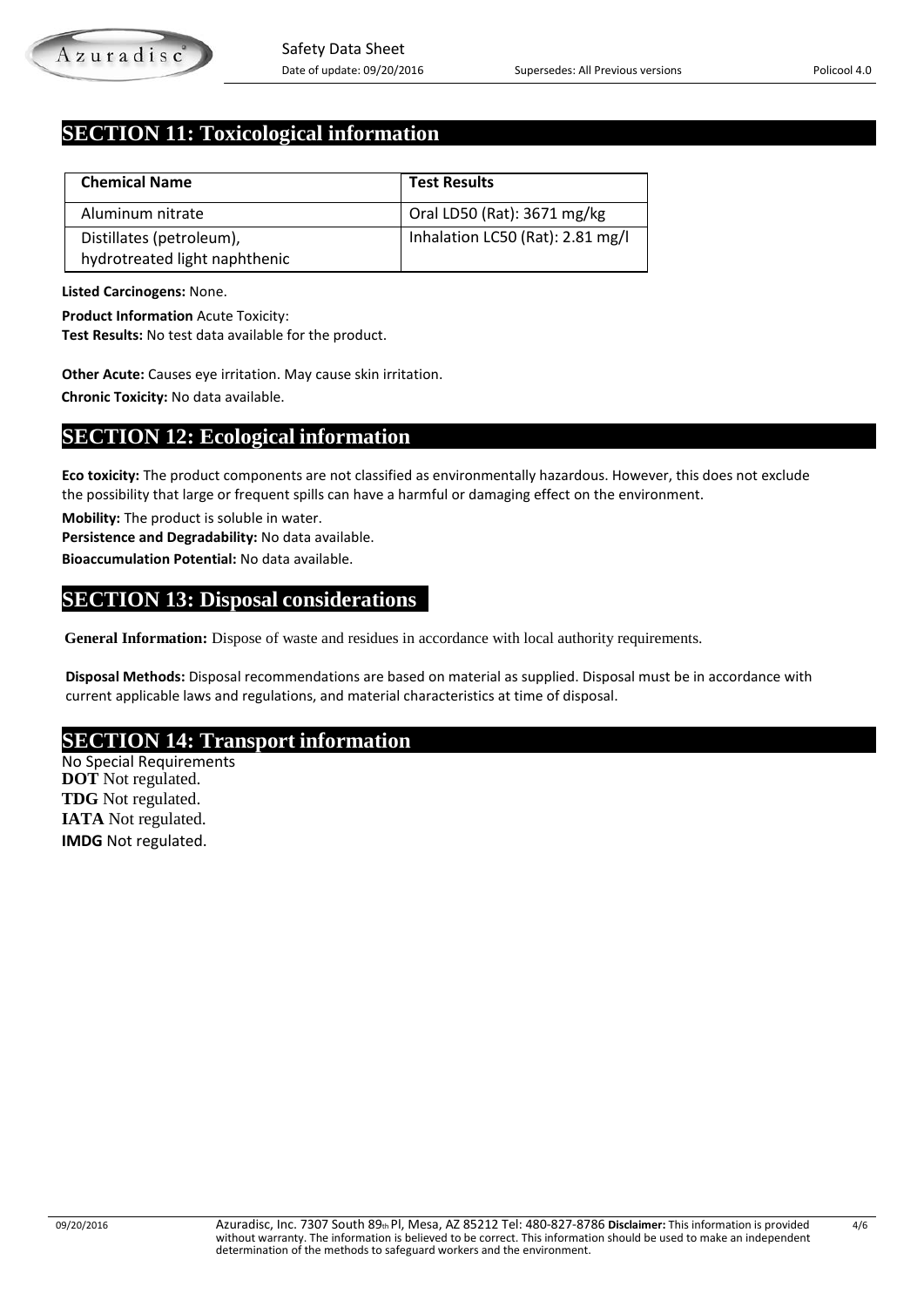## SECTION 11: Toxicological information

| Chemical Name | Test Results |
|---|---|
| Aluminum nitrate | Oral LD50 (Rat): 3671 mg/kg |
| Distillates (petroleum), hydrotreated light naphthenic | Inhalation LC50 (Rat): 2.81 mg/l |

**Listed Carcinogens:** None.

**Product Information** Acute Toxicity:
**Test Results:** No test data available for the product.

**Other Acute:** Causes eye irritation. May cause skin irritation.

**Chronic Toxicity:** No data available.

## SECTION 12: Ecological information

**Eco toxicity:** The product components are not classified as environmentally hazardous. However, this does not exclude the possibility that large or frequent spills can have a harmful or damaging effect on the environment.

**Mobility:** The product is soluble in water.

**Persistence and Degradability:** No data available.

**Bioaccumulation Potential:** No data available.

## SECTION 13: Disposal considerations

**General Information:** Dispose of waste and residues in accordance with local authority requirements.

**Disposal Methods:** Disposal recommendations are based on material as supplied. Disposal must be in accordance with current applicable laws and regulations, and material characteristics at time of disposal.

## SECTION 14: Transport information

No Special Requirements

**DOT** Not regulated.

**TDG** Not regulated.

**IATA** Not regulated.

**IMDG** Not regulated.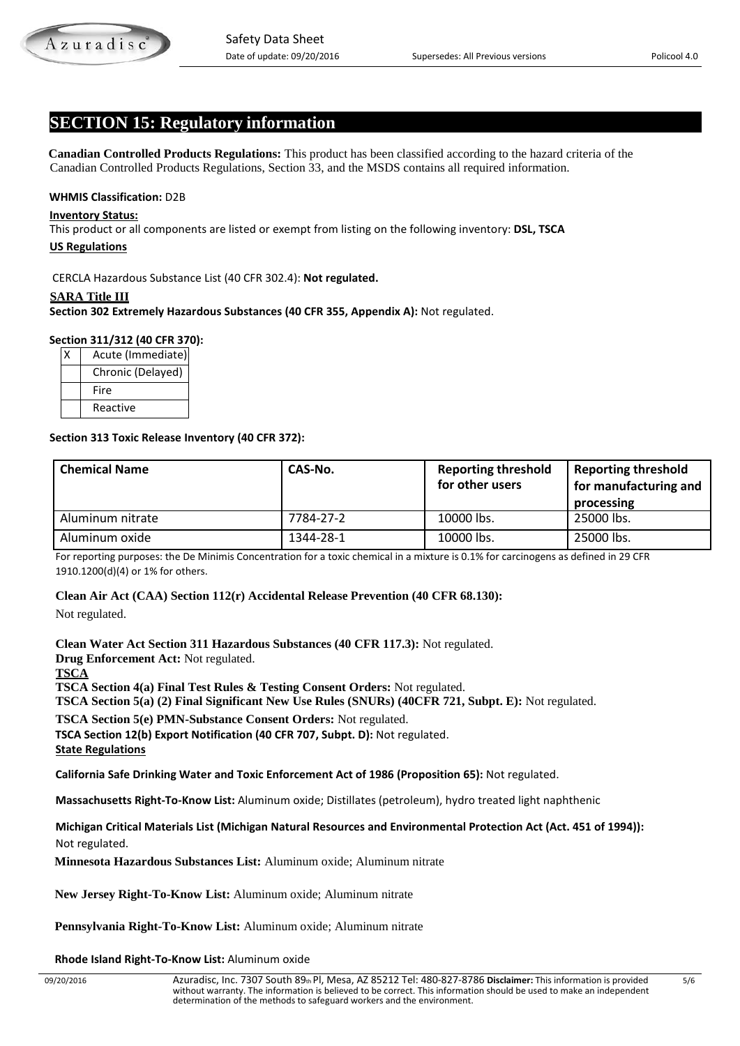## SECTION 15: Regulatory information

**Canadian Controlled Products Regulations:** This product has been classified according to the hazard criteria of the Canadian Controlled Products Regulations, Section 33, and the MSDS contains all required information.

**WHMIS Classification:** D2B

**Inventory Status:**

This product or all components are listed or exempt from listing on the following inventory: **DSL, TSCA**

**US Regulations**

CERCLA Hazardous Substance List (40 CFR 302.4): **Not regulated.**

**SARA Title III**

**Section 302 Extremely Hazardous Substances (40 CFR 355, Appendix A):** Not regulated.

**Section 311/312 (40 CFR 370):**

| | |
|---|---|
| X | Acute (Immediate) |
| | Chronic (Delayed) |
| | Fire |
| | Reactive |

**Section 313 Toxic Release Inventory (40 CFR 372):**

| Chemical Name | CAS-No. | Reporting threshold for other users | Reporting threshold for manufacturing and processing |
|---|---|---|---|
| Aluminum nitrate | 7784-27-2 | 10000 lbs. | 25000 lbs. |
| Aluminum oxide | 1344-28-1 | 10000 lbs. | 25000 lbs. |

For reporting purposes: the De Minimis Concentration for a toxic chemical in a mixture is 0.1% for carcinogens as defined in 29 CFR 1910.1200(d)(4) or 1% for others.

**Clean Air Act (CAA) Section 112(r) Accidental Release Prevention (40 CFR 68.130):**

Not regulated.

**Clean Water Act Section 311 Hazardous Substances (40 CFR 117.3):** Not regulated.

**Drug Enforcement Act:** Not regulated.

**TSCA**

**TSCA Section 4(a) Final Test Rules & Testing Consent Orders:** Not regulated.

**TSCA Section 5(a) (2) Final Significant New Use Rules (SNURs) (40CFR 721, Subpt. E):** Not regulated.

**TSCA Section 5(e) PMN-Substance Consent Orders:** Not regulated.

**TSCA Section 12(b) Export Notification (40 CFR 707, Subpt. D):** Not regulated.

**State Regulations**

**California Safe Drinking Water and Toxic Enforcement Act of 1986 (Proposition 65):** Not regulated.

**Massachusetts Right-To-Know List:** Aluminum oxide; Distillates (petroleum), hydro treated light naphthenic

**Michigan Critical Materials List (Michigan Natural Resources and Environmental Protection Act (Act. 451 of 1994)):** Not regulated.

**Minnesota Hazardous Substances List:** Aluminum oxide; Aluminum nitrate

**New Jersey Right-To-Know List:** Aluminum oxide; Aluminum nitrate

**Pennsylvania Right-To-Know List:** Aluminum oxide; Aluminum nitrate

**Rhode Island Right-To-Know List:** Aluminum oxide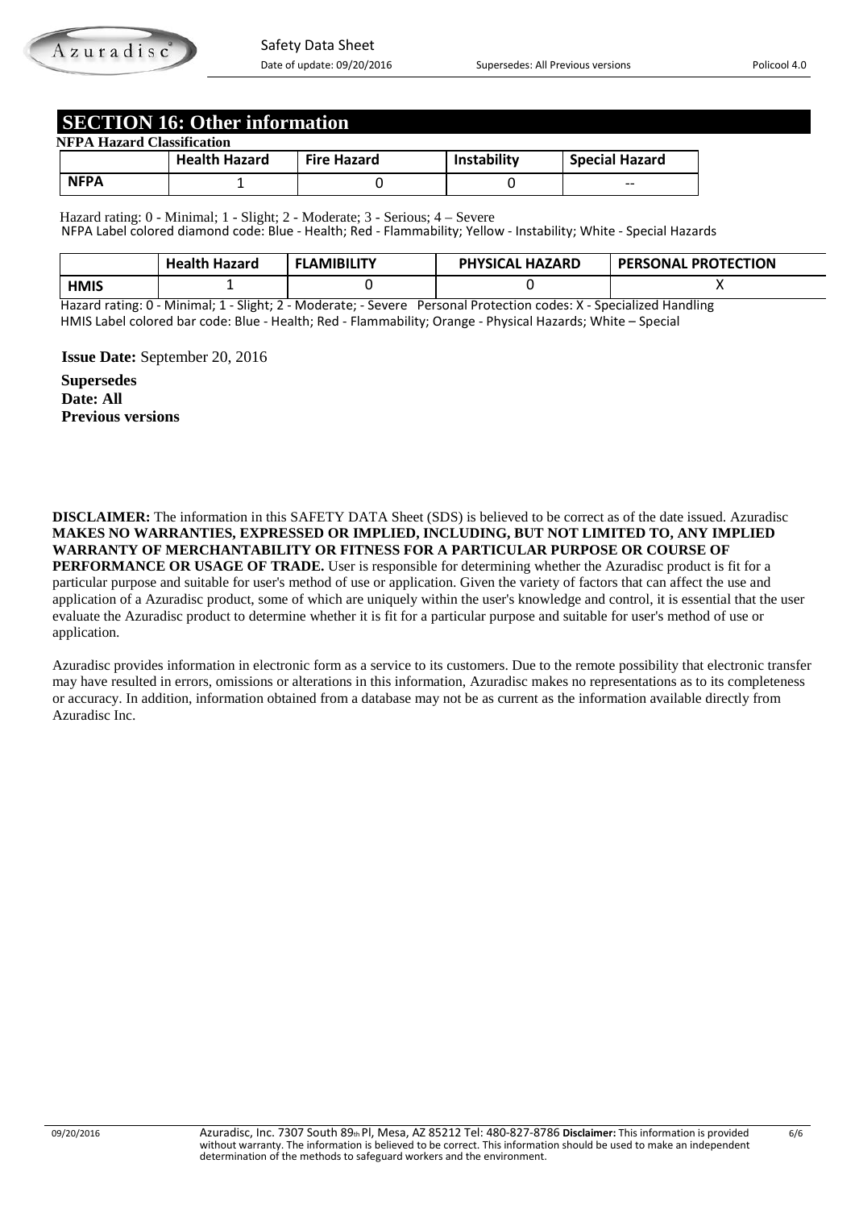## SECTION 16: Other information

**NFPA Hazard Classification**

| | Health Hazard | Fire Hazard | Instability | Special Hazard |
|---|---|---|---|---|
| NFPA | 1 | 0 | 0 | -- |

Hazard rating: 0 - Minimal; 1 - Slight; 2 - Moderate; 3 - Serious; 4 – Severe
NFPA Label colored diamond code: Blue - Health; Red - Flammability; Yellow - Instability; White - Special Hazards

| | Health Hazard | FLAMIBILITY | PHYSICAL HAZARD | PERSONAL PROTECTION |
|---|---|---|---|---|
| HMIS | 1 | 0 | 0 | X |

Hazard rating: 0 - Minimal; 1 - Slight; 2 - Moderate; - Severe Personal Protection codes: X - Specialized Handling
HMIS Label colored bar code: Blue - Health; Red - Flammability; Orange - Physical Hazards; White – Special

**Issue Date:** September 20, 2016

**Supersedes Date: All Previous versions**

**DISCLAIMER:** The information in this SAFETY DATA Sheet (SDS) is believed to be correct as of the date issued. Azuradisc **MAKES NO WARRANTIES, EXPRESSED OR IMPLIED, INCLUDING, BUT NOT LIMITED TO, ANY IMPLIED WARRANTY OF MERCHANTABILITY OR FITNESS FOR A PARTICULAR PURPOSE OR COURSE OF PERFORMANCE OR USAGE OF TRADE.** User is responsible for determining whether the Azuradisc product is fit for a particular purpose and suitable for user's method of use or application. Given the variety of factors that can affect the use and application of a Azuradisc product, some of which are uniquely within the user's knowledge and control, it is essential that the user evaluate the Azuradisc product to determine whether it is fit for a particular purpose and suitable for user's method of use or application.

Azuradisc provides information in electronic form as a service to its customers. Due to the remote possibility that electronic transfer may have resulted in errors, omissions or alterations in this information, Azuradisc makes no representations as to its completeness or accuracy. In addition, information obtained from a database may not be as current as the information available directly from Azuradisc Inc.